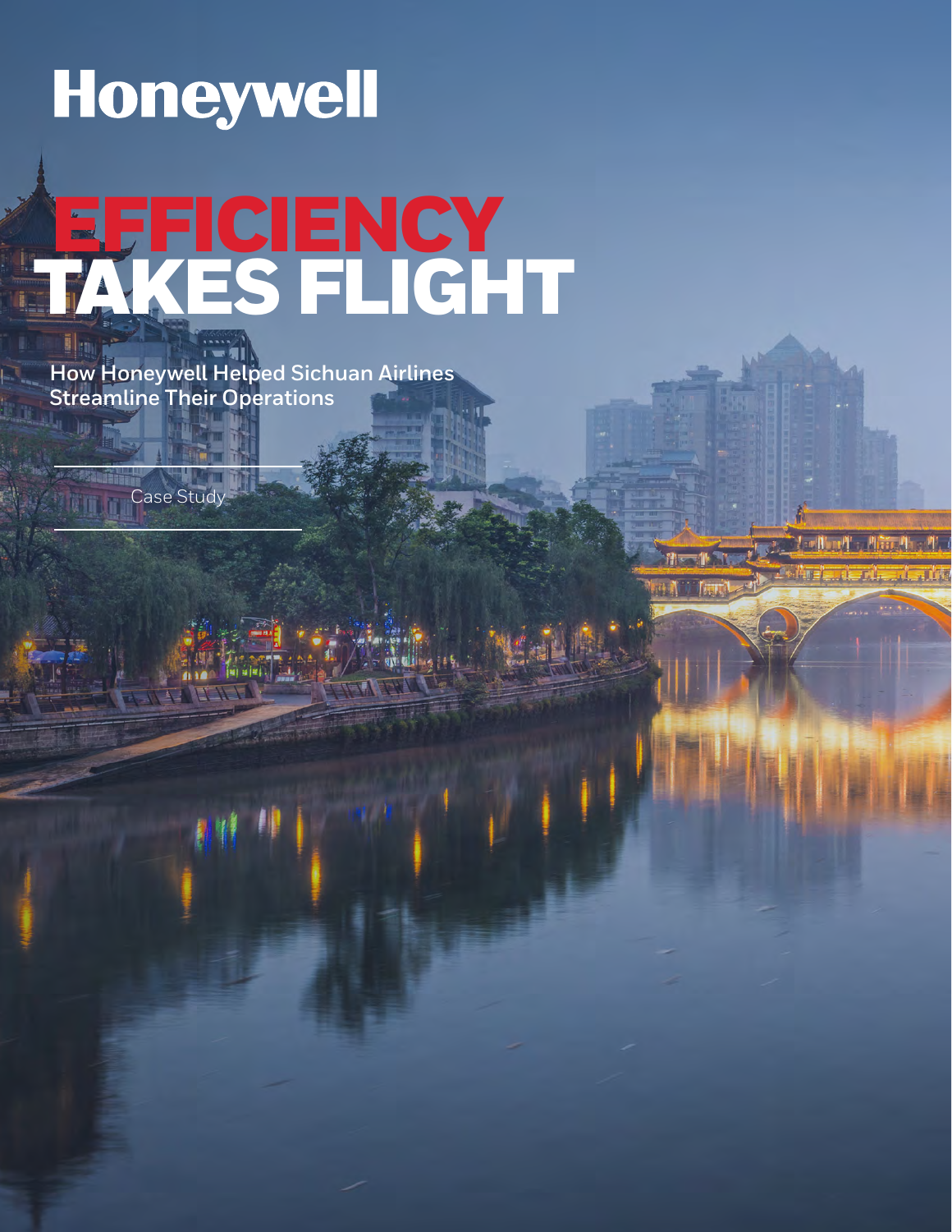Honeywell

# EFFICIENCY TAKES FLIGHT

**How Honeywell Helped Sichuan Airlines Streamline Their Operations**

Case Study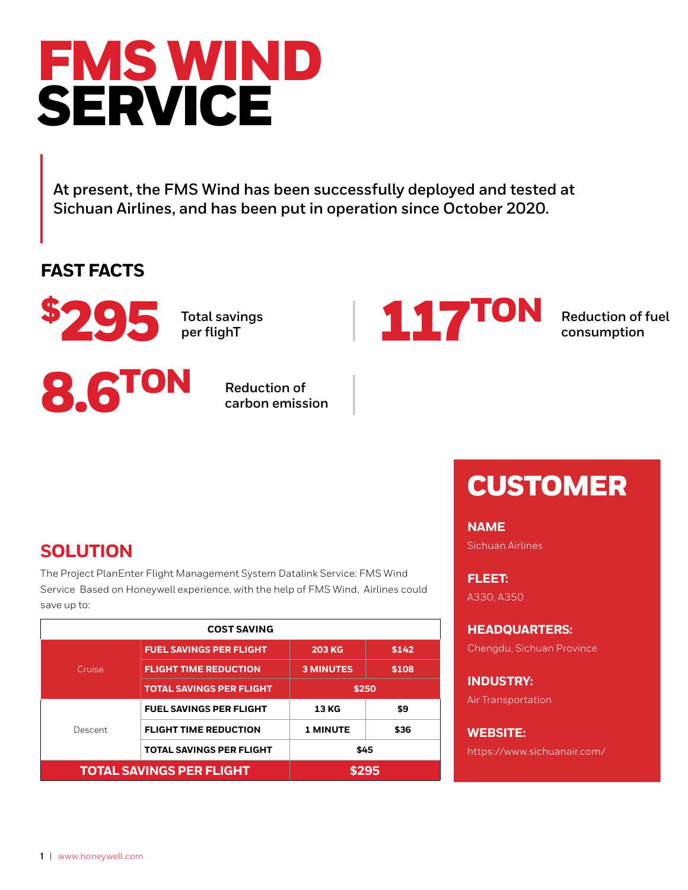# FMS WIND SERVICE

At present, the FMS Wind has been successfully deployed and tested at Sichuan Airlines, and has been put in operation since October 2020.

## FAST FACTS

**$295** Total savings per flighT

**117TON** Reduction of fuel consumption

**8.6TON** Reduction of carbon emission

## SOLUTION

The Project PlanEnter Flight Management System Datalink Service: FMS Wind Service Based on Honeywell experience, with the help of FMS Wind, Airlines could save up to:

| COST SAVING | | | |
|---|---|---|---|
| Cruise | FUEL SAVINGS PER FLIGHT | 203 KG | $142 |
| | FLIGHT TIME REDUCTION | 3 MINUTES | $108 |
| | TOTAL SAVINGS PER FLIGHT | $250 | |
| Descent | FUEL SAVINGS PER FLIGHT | 13 KG | $9 |
| | FLIGHT TIME REDUCTION | 1 MINUTE | $36 |
| | TOTAL SAVINGS PER FLIGHT | $45 | |
| TOTAL SAVINGS PER FLIGHT | | $295 | |

## CUSTOMER

**NAME**

Sichuan Airlines

**FLEET:**

A330, A350

**HEADQUARTERS:**

Chengdu, Sichuan Province

**INDUSTRY:**

Air Transportation

**WEBSITE:**

https://www.sichuanair.com/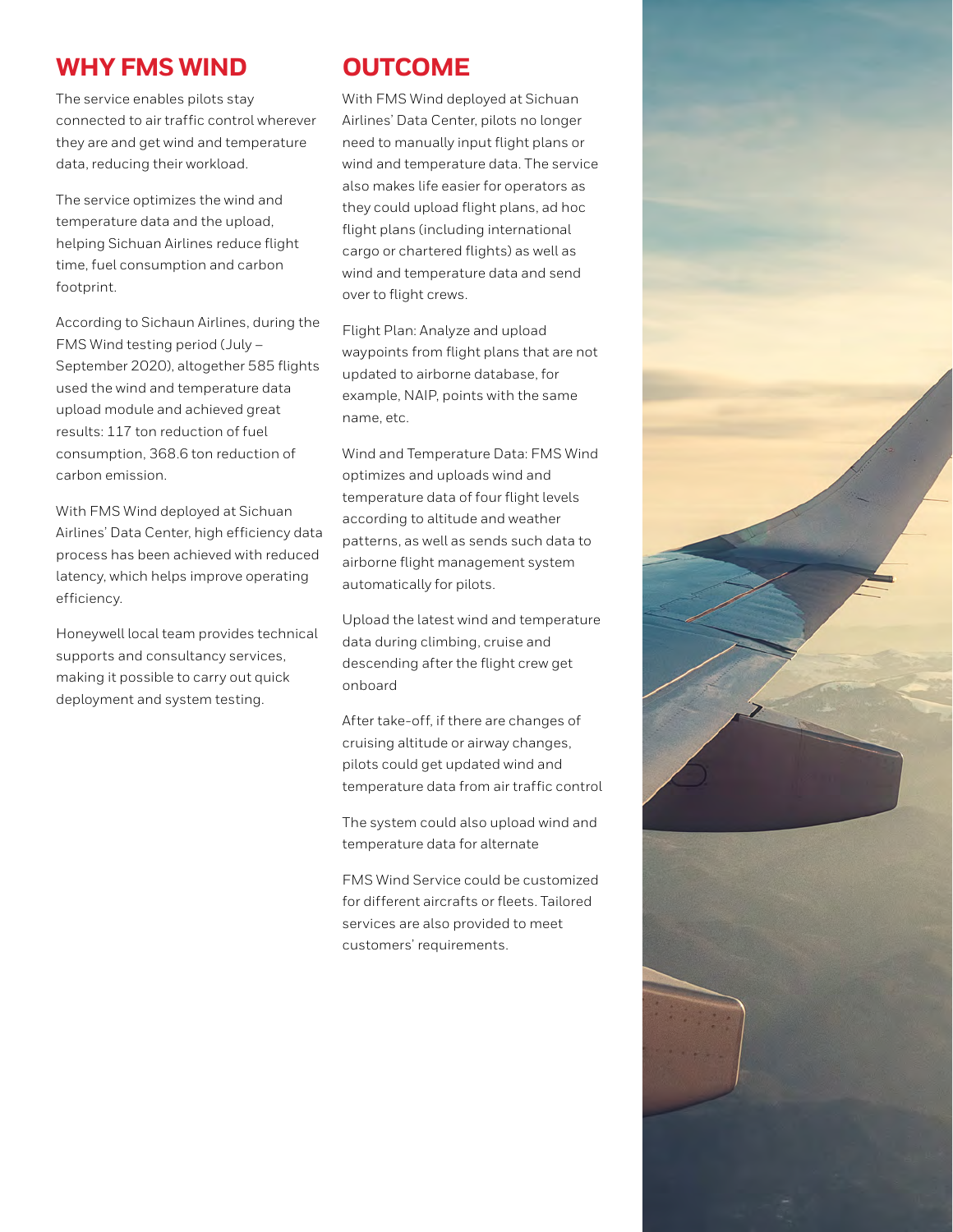## WHY FMS WIND

The service enables pilots stay connected to air traffic control wherever they are and get wind and temperature data, reducing their workload.

The service optimizes the wind and temperature data and the upload, helping Sichuan Airlines reduce flight time, fuel consumption and carbon footprint.

According to Sichaun Airlines, during the FMS Wind testing period (July – September 2020), altogether 585 flights used the wind and temperature data upload module and achieved great results: 117 ton reduction of fuel consumption, 368.6 ton reduction of carbon emission.

With FMS Wind deployed at Sichuan Airlines' Data Center, high efficiency data process has been achieved with reduced latency, which helps improve operating efficiency.

Honeywell local team provides technical supports and consultancy services, making it possible to carry out quick deployment and system testing.

## OUTCOME

With FMS Wind deployed at Sichuan Airlines' Data Center, pilots no longer need to manually input flight plans or wind and temperature data. The service also makes life easier for operators as they could upload flight plans, ad hoc flight plans (including international cargo or chartered flights) as well as wind and temperature data and send over to flight crews.

Flight Plan: Analyze and upload waypoints from flight plans that are not updated to airborne database, for example, NAIP, points with the same name, etc.

Wind and Temperature Data: FMS Wind optimizes and uploads wind and temperature data of four flight levels according to altitude and weather patterns, as well as sends such data to airborne flight management system automatically for pilots.

Upload the latest wind and temperature data during climbing, cruise and descending after the flight crew get onboard

After take-off, if there are changes of cruising altitude or airway changes, pilots could get updated wind and temperature data from air traffic control

The system could also upload wind and temperature data for alternate

FMS Wind Service could be customized for different aircrafts or fleets. Tailored services are also provided to meet customers' requirements.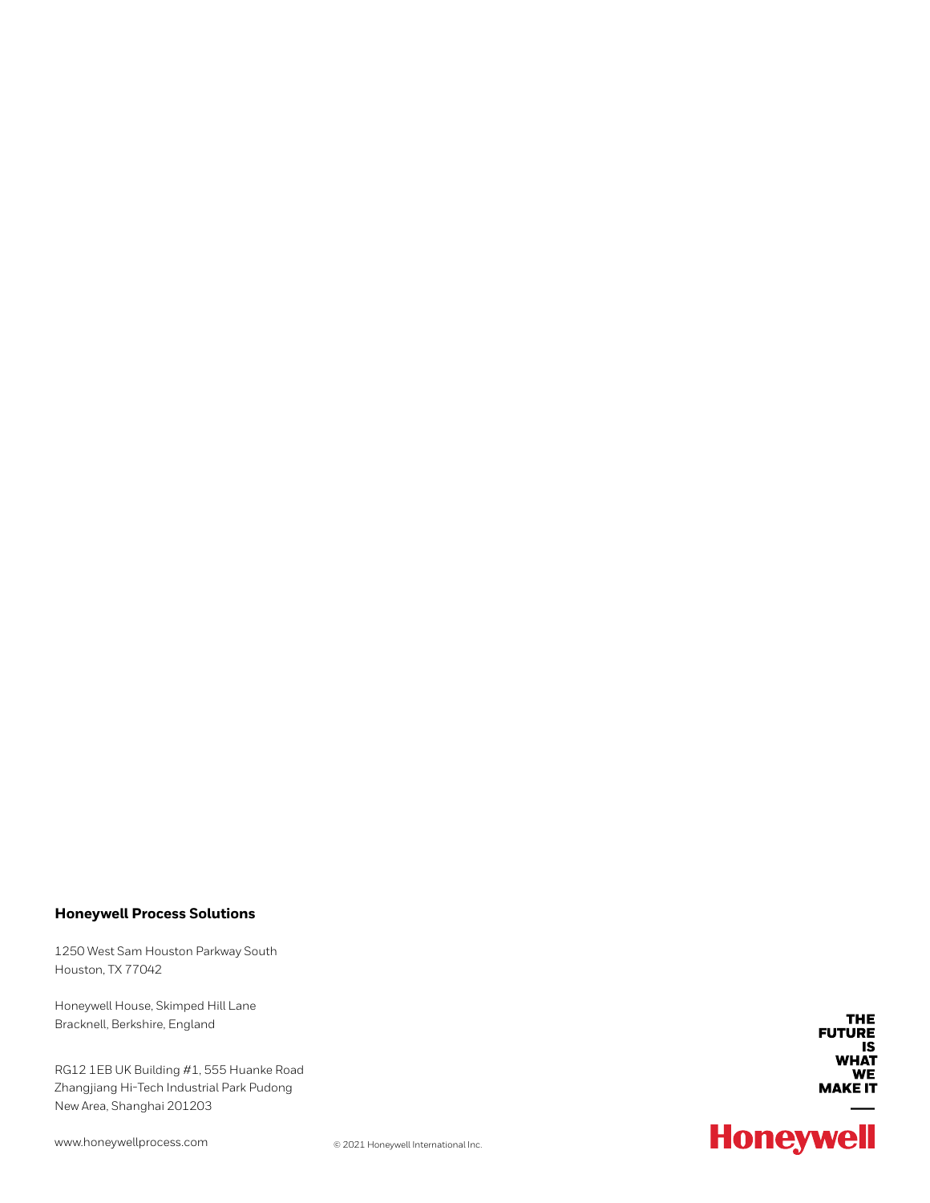**Honeywell Process Solutions**

1250 West Sam Houston Parkway South
Houston, TX 77042

Honeywell House, Skimped Hill Lane
Bracknell, Berkshire, England

RG12 1EB UK Building #1, 555 Huanke Road
Zhangjiang Hi-Tech Industrial Park Pudong
New Area, Shanghai 201203

www.honeywellprocess.com

© 2021 Honeywell International Inc.

THE
FUTURE
IS
WHAT
WE
MAKE IT

Honeywell